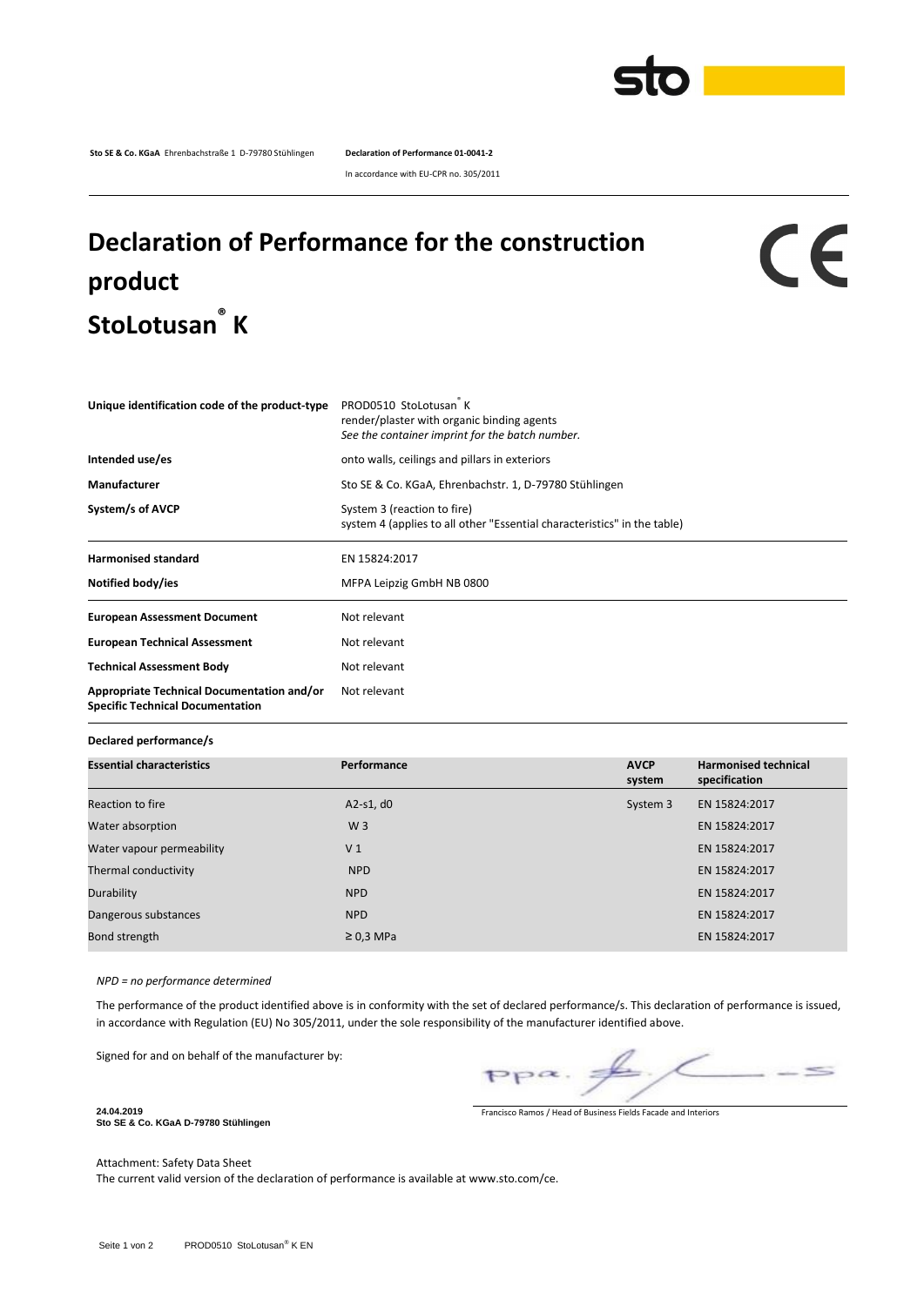**Sto SE & Co. KGaA** Ehrenbachstraße 1 D-79780 Stühlingen **Declaration of Performance 01-0041-2**

In accordance with EU-CPR no. 305/2011

# Declaration of Performance for the construction product StoLotusan® K

CE

| | |
|---|---|
| **Unique identification code of the product-type** | PROD0510 StoLotusan® K<br>render/plaster with organic binding agents<br>*See the container imprint for the batch number.* |
| **Intended use/es** | onto walls, ceilings and pillars in exteriors |
| **Manufacturer** | Sto SE & Co. KGaA, Ehrenbachstr. 1, D-79780 Stühlingen |
| **System/s of AVCP** | System 3 (reaction to fire)<br>system 4 (applies to all other "Essential characteristics" in the table) |
| **Harmonised standard** | EN 15824:2017 |
| **Notified body/ies** | MFPA Leipzig GmbH NB 0800 |
| **European Assessment Document** | Not relevant |
| **European Technical Assessment** | Not relevant |
| **Technical Assessment Body** | Not relevant |
| **Appropriate Technical Documentation and/or Specific Technical Documentation** | Not relevant |

**Declared performance/s**

| Essential characteristics | Performance | AVCP system | Harmonised technical specification |
|---|---|---|---|
| Reaction to fire | A2-s1, d0 | System 3 | EN 15824:2017 |
| Water absorption | W 3 | | EN 15824:2017 |
| Water vapour permeability | V 1 | | EN 15824:2017 |
| Thermal conductivity | NPD | | EN 15824:2017 |
| Durability | NPD | | EN 15824:2017 |
| Dangerous substances | NPD | | EN 15824:2017 |
| Bond strength | ≥ 0,3 MPa | | EN 15824:2017 |

*NPD = no performance determined*

The performance of the product identified above is in conformity with the set of declared performance/s. This declaration of performance is issued, in accordance with Regulation (EU) No 305/2011, under the sole responsibility of the manufacturer identified above.

Signed for and on behalf of the manufacturer by:

ppa.

Francisco Ramos / Head of Business Fields Facade and Interiors

**24.04.2019**
**Sto SE & Co. KGaA D-79780 Stühlingen**

Attachment: Safety Data Sheet
The current valid version of the declaration of performance is available at www.sto.com/ce.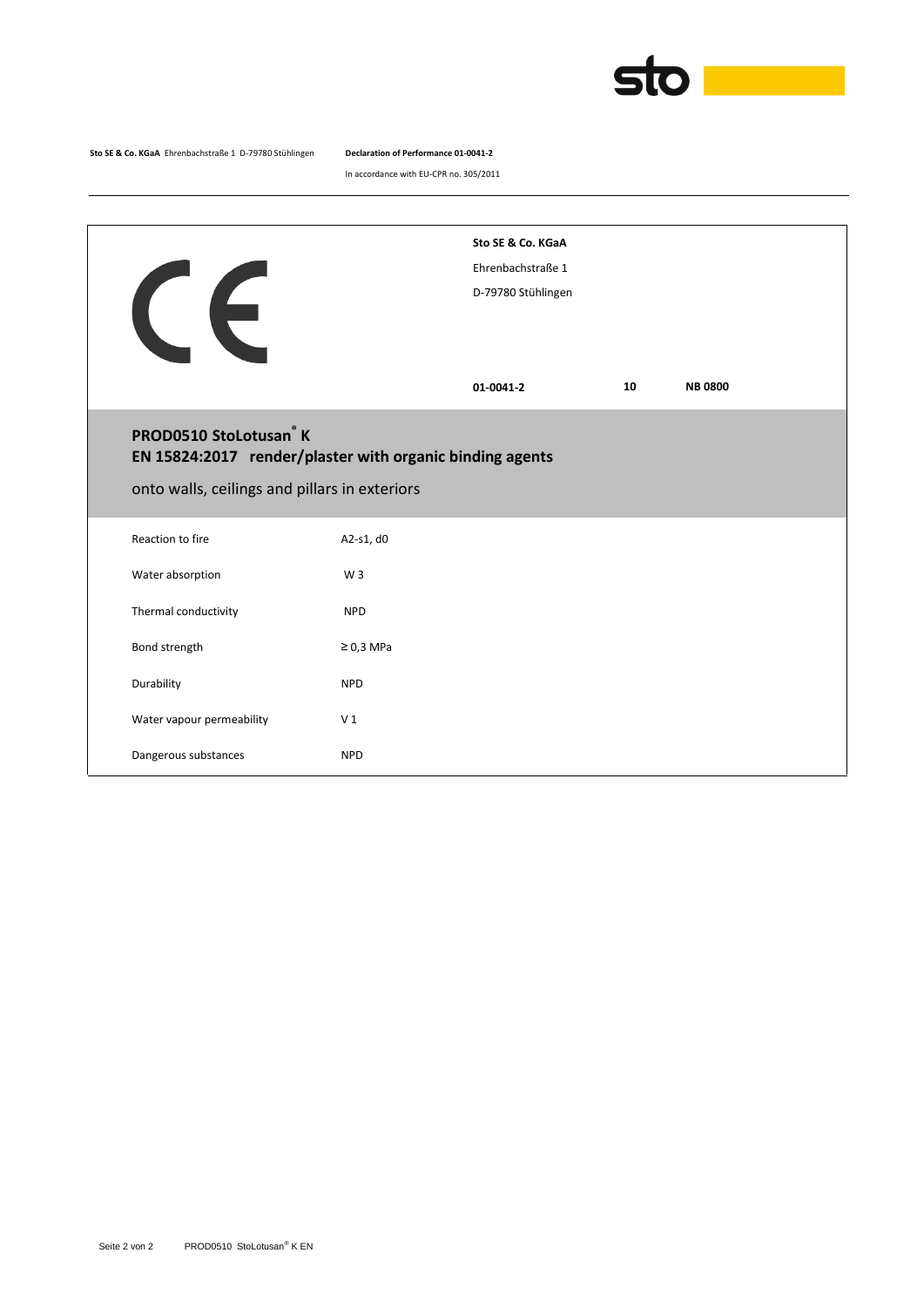**Sto SE & Co. KGaA** Ehrenbachstraße 1 D-79780 Stühlingen **Declaration of Performance 01-0041-2**

In accordance with EU-CPR no. 305/2011

CE

**Sto SE & Co. KGaA**

Ehrenbachstraße 1

D-79780 Stühlingen

**01-0041-2** **10** **NB 0800**

## PROD0510 StoLotusan® K
## EN 15824:2017 render/plaster with organic binding agents

onto walls, ceilings and pillars in exteriors

| | |
|---|---|
| Reaction to fire | A2-s1, d0 |
| Water absorption | W 3 |
| Thermal conductivity | NPD |
| Bond strength | ≥ 0,3 MPa |
| Durability | NPD |
| Water vapour permeability | V 1 |
| Dangerous substances | NPD |